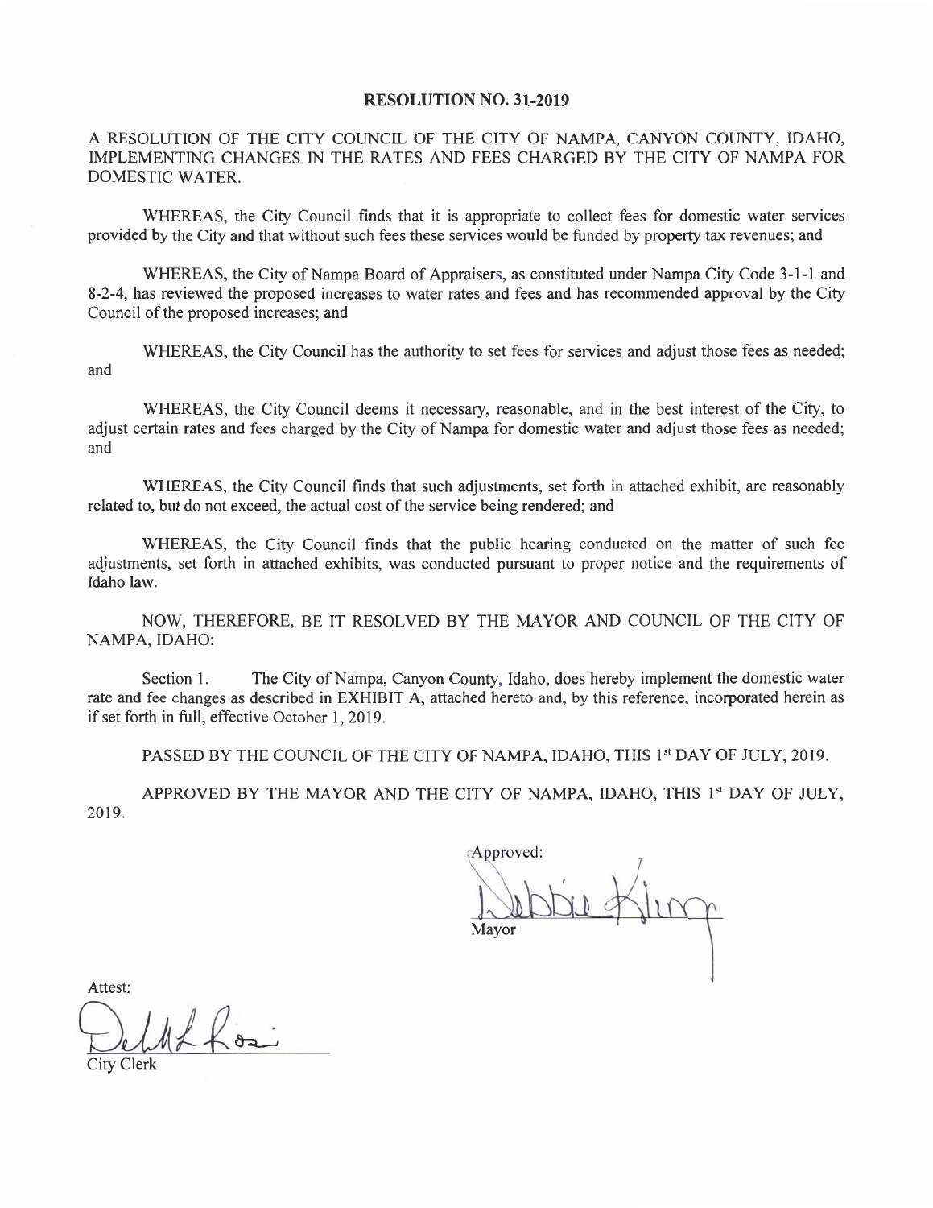# RESOLUTION NO. 31-2019

A RESOLUTION OF THE CITY COUNCIL OF THE CITY OF NAMPA, CANYON COUNTY, IDAHO, IMPLEMENTING CHANGES IN THE RATES AND FEES CHARGED BY THE CITY OF NAMPA FOR DOMESTIC WATER.

WHEREAS, the City Council finds that it is appropriate to collect fees for domestic water services provided by the City and that without such fees these services would be funded by property tax revenues; and

WHEREAS, the City of Nampa Board of Appraisers, as constituted under Nampa City Code 3-1-1 and 8-2-4, has reviewed the proposed increases to water rates and fees and has recommended approval by the City Council of the proposed increases; and

WHEREAS, the City Council has the authority to set fees for services and adjust those fees as needed; and

WHEREAS, the City Council deems it necessary, reasonable, and in the best interest of the City, to adjust certain rates and fees charged by the City of Nampa for domestic water and adjust those fees as needed; and

WHEREAS, the City Council finds that such adjustments, set forth in attached exhibit, are reasonably related to, but do not exceed, the actual cost of the service being rendered; and

WHEREAS, the City Council finds that the public hearing conducted on the matter of such fee adjustments, set forth in attached exhibits, was conducted pursuant to proper notice and the requirements of Idaho law.

NOW, THEREFORE, BE IT RESOLVED BY THE MAYOR AND COUNCIL OF THE CITY OF NAMPA, IDAHO:

Section 1. The City of Nampa, Canyon County, Idaho, does hereby implement the domestic water rate and fee changes as described in EXHIBIT A, attached hereto and, by this reference, incorporated herein as if set forth in full, effective October 1, 2019.

PASSED BY THE COUNCIL OF THE CITY OF NAMPA, IDAHO, THIS 1st DAY OF JULY, 2019.

APPROVED BY THE MAYOR AND THE CITY OF NAMPA, IDAHO, THIS 1st DAY OF JULY, 2019.

Approved:

Mayor

Attest:

City Clerk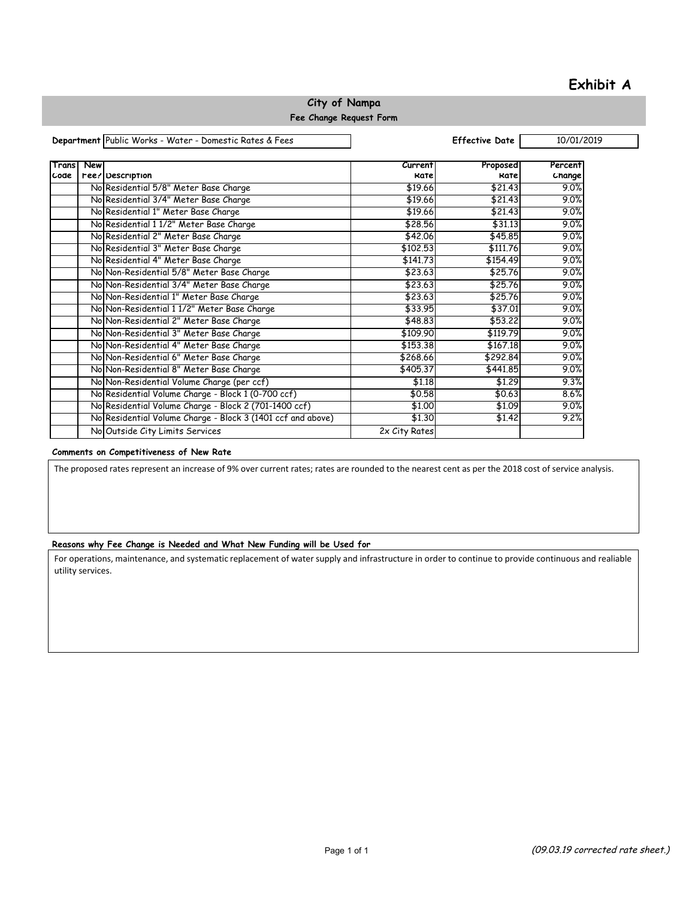# Exhibit A

## City of Nampa

**Fee Change Request Form**

**Department** Public Works - Water - Domestic Rates & Fees

**Effective Date** 10/01/2019

| Trans Code | New Fee? | Description | Current Rate | Proposed Rate | Percent Change |
|---|---|---|---|---|---|
| | No | Residential 5/8" Meter Base Charge | $19.66 | $21.43 | 9.0% |
| | No | Residential 3/4" Meter Base Charge | $19.66 | $21.43 | 9.0% |
| | No | Residential 1" Meter Base Charge | $19.66 | $21.43 | 9.0% |
| | No | Residential 1 1/2" Meter Base Charge | $28.56 | $31.13 | 9.0% |
| | No | Residential 2" Meter Base Charge | $42.06 | $45.85 | 9.0% |
| | No | Residential 3" Meter Base Charge | $102.53 | $111.76 | 9.0% |
| | No | Residential 4" Meter Base Charge | $141.73 | $154.49 | 9.0% |
| | No | Non-Residential 5/8" Meter Base Charge | $23.63 | $25.76 | 9.0% |
| | No | Non-Residential 3/4" Meter Base Charge | $23.63 | $25.76 | 9.0% |
| | No | Non-Residential 1" Meter Base Charge | $23.63 | $25.76 | 9.0% |
| | No | Non-Residential 1 1/2" Meter Base Charge | $33.95 | $37.01 | 9.0% |
| | No | Non-Residential 2" Meter Base Charge | $48.83 | $53.22 | 9.0% |
| | No | Non-Residential 3" Meter Base Charge | $109.90 | $119.79 | 9.0% |
| | No | Non-Residential 4" Meter Base Charge | $153.38 | $167.18 | 9.0% |
| | No | Non-Residential 6" Meter Base Charge | $268.66 | $292.84 | 9.0% |
| | No | Non-Residential 8" Meter Base Charge | $405.37 | $441.85 | 9.0% |
| | No | Non-Residential Volume Charge (per ccf) | $1.18 | $1.29 | 9.3% |
| | No | Residential Volume Charge - Block 1 (0-700 ccf) | $0.58 | $0.63 | 8.6% |
| | No | Residential Volume Charge - Block 2 (701-1400 ccf) | $1.00 | $1.09 | 9.0% |
| | No | Residential Volume Charge - Block 3 (1401 ccf and above) | $1.30 | $1.42 | 9.2% |
| | No | Outside City Limits Services | 2x City Rates | | |

**Comments on Competitiveness of New Rate**

The proposed rates represent an increase of 9% over current rates; rates are rounded to the nearest cent as per the 2018 cost of service analysis.

**Reasons why Fee Change is Needed and What New Funding will be Used for**

For operations, maintenance, and systematic replacement of water supply and infrastructure in order to continue to provide continuous and realiable utility services.

*(09.03.19 corrected rate sheet.)*